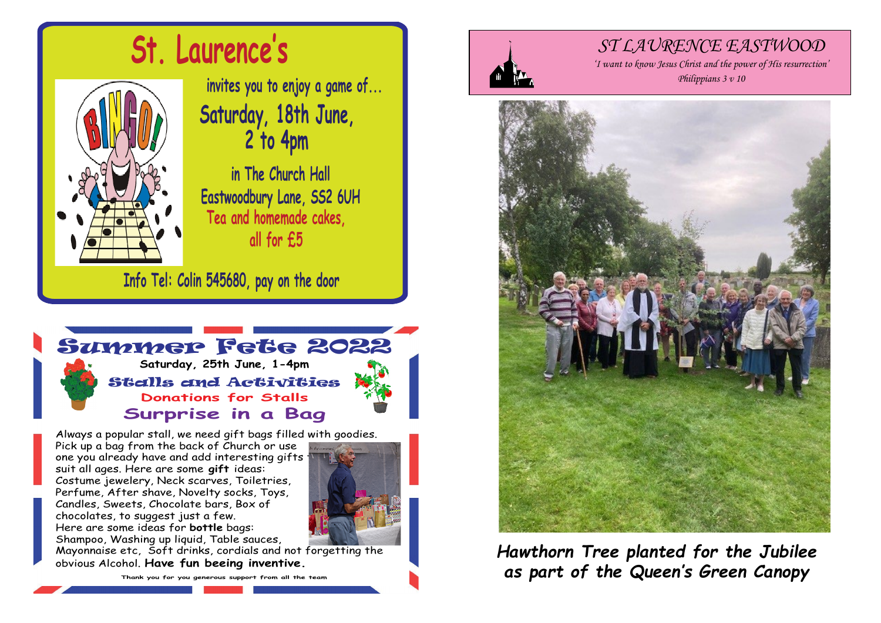# St. Laurence's

invites you to enjoy a game of...

**Saturday, 18th June, 2 to 4pm**

in The Church Hall
Eastwoodbury Lane, SS2 6UH
Tea and homemade cakes, all for £5

Info Tel: Colin 545680, pay on the door

# Summer Fete 2022

**Saturday, 25th June, 1-4pm**

## Stalls and Activities

**Donations for Stalls**

## Surprise in a Bag

Always a popular stall, we need gift bags filled with goodies. Pick up a bag from the back of Church or use one you already have and add interesting gifts to suit all ages. Here are some **gift** ideas: Costume jewelery, Neck scarves, Toiletries, Perfume, After shave, Novelty socks, Toys, Candles, Sweets, Chocolate bars, Box of chocolates, to suggest just a few. Here are some ideas for **bottle** bags: Shampoo, Washing up liquid, Table sauces, Mayonnaise etc, Soft drinks, cordials and not forgetting the obvious Alcohol. **Have fun beeing inventive.**

Thank you for you generous support from all the team

# ST LAURENCE EASTWOOD

*'I want to know Jesus Christ and the power of His resurrection'*
*Philippians 3 v 10*

***Hawthorn Tree planted for the Jubilee as part of the Queen's Green Canopy***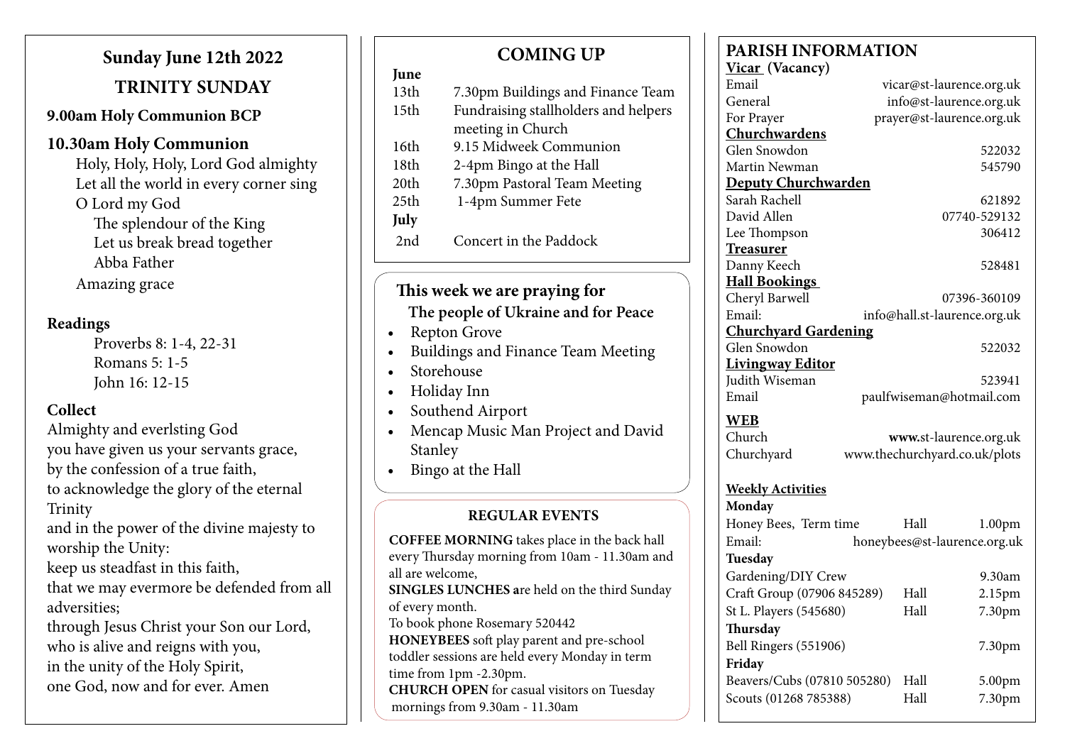## Sunday June 12th 2022

## TRINITY SUNDAY

**9.00am Holy Communion BCP**

### 10.30am Holy Communion

Holy, Holy, Holy, Lord God almighty
Let all the world in every corner sing
O Lord my God
The splendour of the King
Let us break bread together
Abba Father
Amazing grace

### Readings

Proverbs 8: 1-4, 22-31
Romans 5: 1-5
John 16: 12-15

### Collect

Almighty and everlsting God
you have given us your servants grace,
by the confession of a true faith,
to acknowledge the glory of the eternal Trinity
and in the power of the divine majesty to worship the Unity:
keep us steadfast in this faith,
that we may evermore be defended from all adversities;
through Jesus Christ your Son our Lord,
who is alive and reigns with you,
in the unity of the Holy Spirit,
one God, now and for ever. Amen

## COMING UP

| | |
|---|---|
| **June** | |
| 13th | 7.30pm Buildings and Finance Team |
| 15th | Fundraising stallholders and helpers meeting in Church |
| 16th | 9.15 Midweek Communion |
| 18th | 2-4pm Bingo at the Hall |
| 20th | 7.30pm Pastoral Team Meeting |
| 25th | 1-4pm Summer Fete |
| **July** | |
| 2nd | Concert in the Paddock |

### This week we are praying for

**The people of Ukraine and for Peace**

- Repton Grove
- Buildings and Finance Team Meeting
- Storehouse
- Holiday Inn
- Southend Airport
- Mencap Music Man Project and David Stanley
- Bingo at the Hall

### REGULAR EVENTS

**COFFEE MORNING** takes place in the back hall every Thursday morning from 10am - 11.30am and all are welcome,
**SINGLES LUNCHES a**re held on the third Sunday of every month.
To book phone Rosemary 520442
**HONEYBEES** soft play parent and pre-school toddler sessions are held every Monday in term time from 1pm -2.30pm.
**CHURCH OPEN** for casual visitors on Tuesday mornings from 9.30am - 11.30am

## PARISH INFORMATION

**Vicar (Vacancy)**

| | |
|---|---|
| Email | vicar@st-laurence.org.uk |
| General | info@st-laurence.org.uk |
| For Prayer | prayer@st-laurence.org.uk |

**Churchwardens**

| | |
|---|---|
| Glen Snowdon | 522032 |
| Martin Newman | 545790 |

**Deputy Churchwarden**

| | |
|---|---|
| Sarah Rachell | 621892 |
| David Allen | 07740-529132 |
| Lee Thompson | 306412 |

**Treasurer**

| | |
|---|---|
| Danny Keech | 528481 |

**Hall Bookings**

| | |
|---|---|
| Cheryl Barwell | 07396-360109 |
| Email: | info@hall.st-laurence.org.uk |

**Churchyard Gardening**

| | |
|---|---|
| Glen Snowdon | 522032 |

**Livingway Editor**

| | |
|---|---|
| Judith Wiseman | 523941 |
| Email | paulfwiseman@hotmail.com |

**WEB**

| | |
|---|---|
| Church | **www.**st-laurence.org.uk |
| Churchyard | www.thechurchyard.co.uk/plots |

**Weekly Activities**

| | | |
|---|---|---|
| **Monday** | | |
| Honey Bees, Term time | Hall | 1.00pm |
| Email: | honeybees@st-laurence.org.uk | |
| **Tuesday** | | |
| Gardening/DIY Crew | | 9.30am |
| Craft Group (07906 845289) | Hall | 2.15pm |
| St L. Players (545680) | Hall | 7.30pm |
| **Thursday** | | |
| Bell Ringers (551906) | | 7.30pm |
| **Friday** | | |
| Beavers/Cubs (07810 505280) | Hall | 5.00pm |
| Scouts (01268 785388) | Hall | 7.30pm |